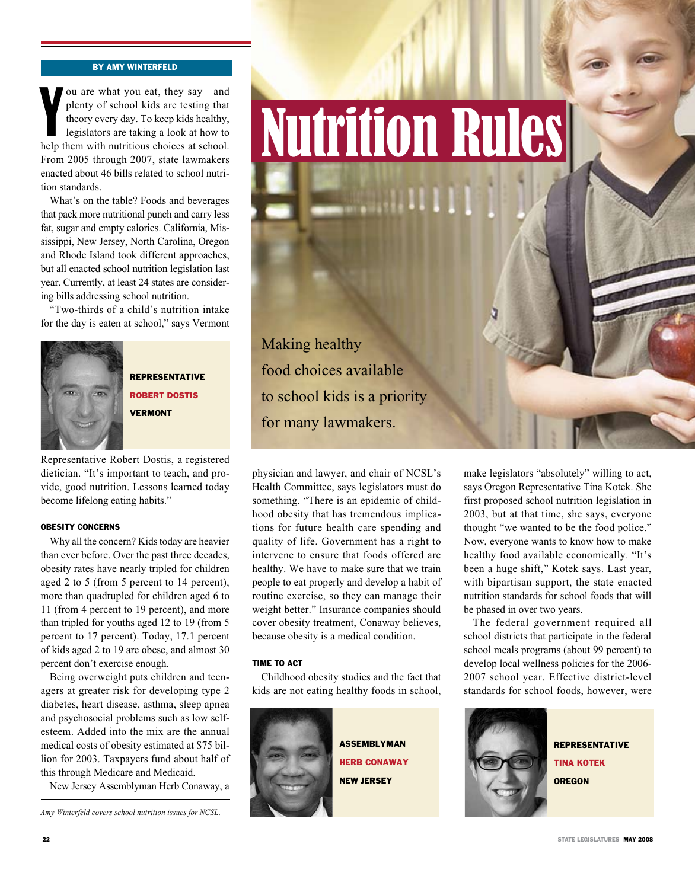# Nutrition Rules

Making healthy food choices available to school kids is a priority for many lawmakers.

**BY AMY WINTERFELD**

You are what you eat, they say—and plenty of school kids are testing that theory every day. To keep kids healthy, legislators are taking a look at how to help them with nutritious choices at school. From 2005 through 2007, state lawmakers enacted about 46 bills related to school nutrition standards.

What's on the table? Foods and beverages that pack more nutritional punch and carry less fat, sugar and empty calories. California, Mississippi, New Jersey, North Carolina, Oregon and Rhode Island took different approaches, but all enacted school nutrition legislation last year. Currently, at least 24 states are considering bills addressing school nutrition.

"Two-thirds of a child's nutrition intake for the day is eaten at school," says Vermont Representative Robert Dostis, a registered dietician. "It's important to teach, and provide, good nutrition. Lessons learned today become lifelong eating habits."

**REPRESENTATIVE ROBERT DOSTIS VERMONT**

### OBESITY CONCERNS

Why all the concern? Kids today are heavier than ever before. Over the past three decades, obesity rates have nearly tripled for children aged 2 to 5 (from 5 percent to 14 percent), more than quadrupled for children aged 6 to 11 (from 4 percent to 19 percent), and more than tripled for youths aged 12 to 19 (from 5 percent to 17 percent). Today, 17.1 percent of kids aged 2 to 19 are obese, and almost 30 percent don't exercise enough.

Being overweight puts children and teenagers at greater risk for developing type 2 diabetes, heart disease, asthma, sleep apnea and psychosocial problems such as low self-esteem. Added into the mix are the annual medical costs of obesity estimated at $75 billion for 2003. Taxpayers fund about half of this through Medicare and Medicaid.

New Jersey Assemblyman Herb Conaway, a physician and lawyer, and chair of NCSL's Health Committee, says legislators must do something. "There is an epidemic of childhood obesity that has tremendous implications for future health care spending and quality of life. Government has a right to intervene to ensure that foods offered are healthy. We have to make sure that we train people to eat properly and develop a habit of routine exercise, so they can manage their weight better." Insurance companies should cover obesity treatment, Conaway believes, because obesity is a medical condition.

### TIME TO ACT

Childhood obesity studies and the fact that kids are not eating healthy foods in school, make legislators "absolutely" willing to act, says Oregon Representative Tina Kotek. She first proposed school nutrition legislation in 2003, but at that time, she says, everyone thought "we wanted to be the food police." Now, everyone wants to know how to make healthy food available economically. "It's been a huge shift," Kotek says. Last year, with bipartisan support, the state enacted nutrition standards for school foods that will be phased in over two years.

**ASSEMBLYMAN HERB CONAWAY NEW JERSEY**

**REPRESENTATIVE TINA KOTEK OREGON**

The federal government required all school districts that participate in the federal school meals programs (about 99 percent) to develop local wellness policies for the 2006-2007 school year. Effective district-level standards for school foods, however, were

*Amy Winterfeld covers school nutrition issues for NCSL.*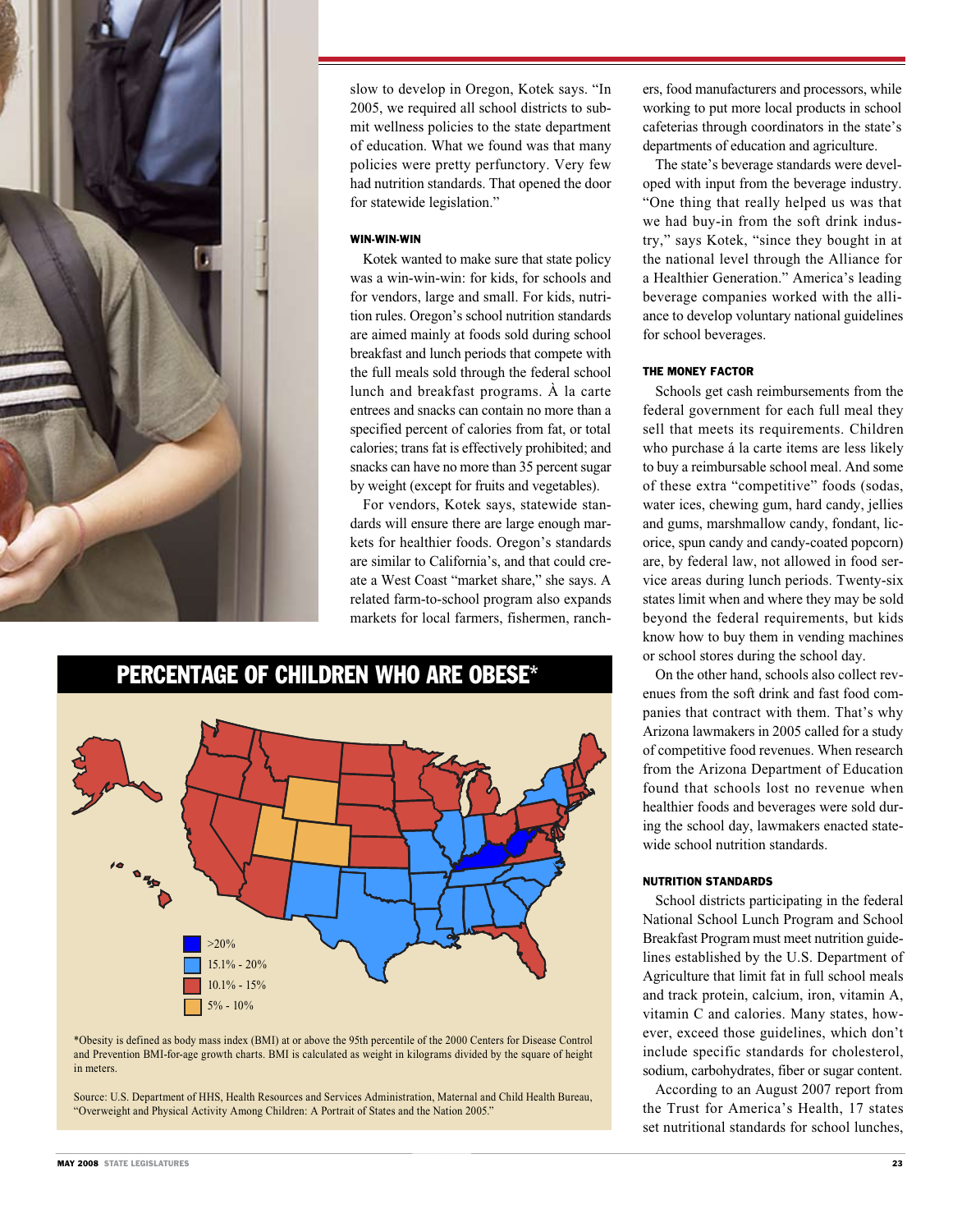slow to develop in Oregon, Kotek says. "In 2005, we required all school districts to submit wellness policies to the state department of education. What we found was that many policies were pretty perfunctory. Very few had nutrition standards. That opened the door for statewide legislation."

#### WIN-WIN-WIN

Kotek wanted to make sure that state policy was a win-win-win: for kids, for schools and for vendors, large and small. For kids, nutrition rules. Oregon's school nutrition standards are aimed mainly at foods sold during school breakfast and lunch periods that compete with the full meals sold through the federal school lunch and breakfast programs. À la carte entrees and snacks can contain no more than a specified percent of calories from fat, or total calories; trans fat is effectively prohibited; and snacks can have no more than 35 percent sugar by weight (except for fruits and vegetables).

For vendors, Kotek says, statewide standards will ensure there are large enough markets for healthier foods. Oregon's standards are similar to California's, and that could create a West Coast "market share," she says. A related farm-to-school program also expands markets for local farmers, fishermen, ranchers, food manufacturers and processors, while working to put more local products in school cafeterias through coordinators in the state's departments of education and agriculture.

The state's beverage standards were developed with input from the beverage industry. "One thing that really helped us was that we had buy-in from the soft drink industry," says Kotek, "since they bought in at the national level through the Alliance for a Healthier Generation." America's leading beverage companies worked with the alliance to develop voluntary national guidelines for school beverages.

#### THE MONEY FACTOR

Schools get cash reimbursements from the federal government for each full meal they sell that meets its requirements. Children who purchase á la carte items are less likely to buy a reimbursable school meal. And some of these extra "competitive" foods (sodas, water ices, chewing gum, hard candy, jellies and gums, marshmallow candy, fondant, licorice, spun candy and candy-coated popcorn) are, by federal law, not allowed in food service areas during lunch periods. Twenty-six states limit when and where they may be sold beyond the federal requirements, but kids know how to buy them in vending machines or school stores during the school day.

On the other hand, schools also collect revenues from the soft drink and fast food companies that contract with them. That's why Arizona lawmakers in 2005 called for a study of competitive food revenues. When research from the Arizona Department of Education found that schools lost no revenue when healthier foods and beverages were sold during the school day, lawmakers enacted statewide school nutrition standards.

#### NUTRITION STANDARDS

School districts participating in the federal National School Lunch Program and School Breakfast Program must meet nutrition guidelines established by the U.S. Department of Agriculture that limit fat in full school meals and track protein, calcium, iron, vitamin A, vitamin C and calories. Many states, however, exceed those guidelines, which don't include specific standards for cholesterol, sodium, carbohydrates, fiber or sugar content.

According to an August 2007 report from the Trust for America's Health, 17 states set nutritional standards for school lunches,

## PERCENTAGE OF CHILDREN WHO ARE OBESE*

- >20%
- 15.1% - 20%
- 10.1% - 15%
- 5% - 10%

*Obesity is defined as body mass index (BMI) at or above the 95th percentile of the 2000 Centers for Disease Control and Prevention BMI-for-age growth charts. BMI is calculated as weight in kilograms divided by the square of height in meters.

Source: U.S. Department of HHS, Health Resources and Services Administration, Maternal and Child Health Bureau, "Overweight and Physical Activity Among Children: A Portrait of States and the Nation 2005."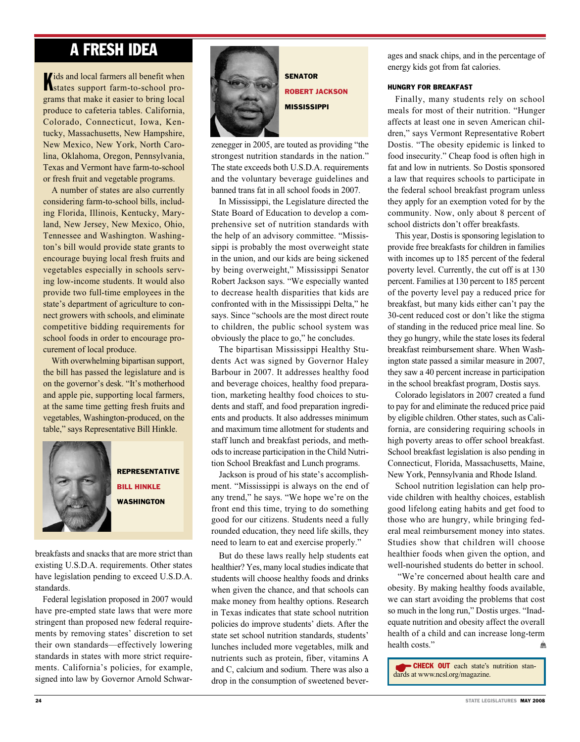## A FRESH IDEA

Kids and local farmers all benefit when states support farm-to-school programs that make it easier to bring local produce to cafeteria tables. California, Colorado, Connecticut, Iowa, Kentucky, Massachusetts, New Hampshire, New Mexico, New York, North Carolina, Oklahoma, Oregon, Pennsylvania, Texas and Vermont have farm-to-school or fresh fruit and vegetable programs.

A number of states are also currently considering farm-to-school bills, including Florida, Illinois, Kentucky, Maryland, New Jersey, New Mexico, Ohio, Tennessee and Washington. Washington's bill would provide state grants to encourage buying local fresh fruits and vegetables especially in schools serving low-income students. It would also provide two full-time employees in the state's department of agriculture to connect growers with schools, and eliminate competitive bidding requirements for school foods in order to encourage procurement of local produce.

With overwhelming bipartisan support, the bill has passed the legislature and is on the governor's desk. "It's motherhood and apple pie, supporting local farmers, at the same time getting fresh fruits and vegetables, Washington-produced, on the table," says Representative Bill Hinkle.

**REPRESENTATIVE**
**BILL HINKLE**
**WASHINGTON**

breakfasts and snacks that are more strict than existing U.S.D.A. requirements. Other states have legislation pending to exceed U.S.D.A. standards.

Federal legislation proposed in 2007 would have pre-empted state laws that were more stringent than proposed new federal requirements by removing states' discretion to set their own standards—effectively lowering standards in states with more strict requirements. California's policies, for example, signed into law by Governor Arnold Schwarzenegger in 2005, are touted as providing "the strongest nutrition standards in the nation." The state exceeds both U.S.D.A. requirements and the voluntary beverage guidelines and banned trans fat in all school foods in 2007.

**SENATOR**
**ROBERT JACKSON**
**MISSISSIPPI**

In Mississippi, the Legislature directed the State Board of Education to develop a comprehensive set of nutrition standards with the help of an advisory committee. "Mississippi is probably the most overweight state in the union, and our kids are being sickened by being overweight," Mississippi Senator Robert Jackson says. "We especially wanted to decrease health disparities that kids are confronted with in the Mississippi Delta," he says. Since "schools are the most direct route to children, the public school system was obviously the place to go," he concludes.

The bipartisan Mississippi Healthy Students Act was signed by Governor Haley Barbour in 2007. It addresses healthy food and beverage choices, healthy food preparation, marketing healthy food choices to students and staff, and food preparation ingredients and products. It also addresses minimum and maximum time allotment for students and staff lunch and breakfast periods, and methods to increase participation in the Child Nutrition School Breakfast and Lunch programs.

Jackson is proud of his state's accomplishment. "Mississippi is always on the end of any trend," he says. "We hope we're on the front end this time, trying to do something good for our citizens. Students need a fully rounded education, they need life skills, they need to learn to eat and exercise properly."

But do these laws really help students eat healthier? Yes, many local studies indicate that students will choose healthy foods and drinks when given the chance, and that schools can make money from healthy options. Research in Texas indicates that state school nutrition policies do improve students' diets. After the state set school nutrition standards, students' lunches included more vegetables, milk and nutrients such as protein, fiber, vitamins A and C, calcium and sodium. There was also a drop in the consumption of sweetened beverages and snack chips, and in the percentage of energy kids got from fat calories.

### HUNGRY FOR BREAKFAST

Finally, many students rely on school meals for most of their nutrition. "Hunger affects at least one in seven American children," says Vermont Representative Robert Dostis. "The obesity epidemic is linked to food insecurity." Cheap food is often high in fat and low in nutrients. So Dostis sponsored a law that requires schools to participate in the federal school breakfast program unless they apply for an exemption voted for by the community. Now, only about 8 percent of school districts don't offer breakfasts.

This year, Dostis is sponsoring legislation to provide free breakfasts for children in families with incomes up to 185 percent of the federal poverty level. Currently, the cut off is at 130 percent. Families at 130 percent to 185 percent of the poverty level pay a reduced price for breakfast, but many kids either can't pay the 30-cent reduced cost or don't like the stigma of standing in the reduced price meal line. So they go hungry, while the state loses its federal breakfast reimbursement share. When Washington state passed a similar measure in 2007, they saw a 40 percent increase in participation in the school breakfast program, Dostis says.

Colorado legislators in 2007 created a fund to pay for and eliminate the reduced price paid by eligible children. Other states, such as California, are considering requiring schools in high poverty areas to offer school breakfast. School breakfast legislation is also pending in Connecticut, Florida, Massachusetts, Maine, New York, Pennsylvania and Rhode Island.

School nutrition legislation can help provide children with healthy choices, establish good lifelong eating habits and get food to those who are hungry, while bringing federal meal reimbursement money into states. Studies show that children will choose healthier foods when given the option, and well-nourished students do better in school.

"We're concerned about health care and obesity. By making healthy foods available, we can start avoiding the problems that cost so much in the long run," Dostis urges. "Inadequate nutrition and obesity affect the overall health of a child and can increase long-term health costs."

**CHECK OUT** each state's nutrition standards at www.ncsl.org/magazine.